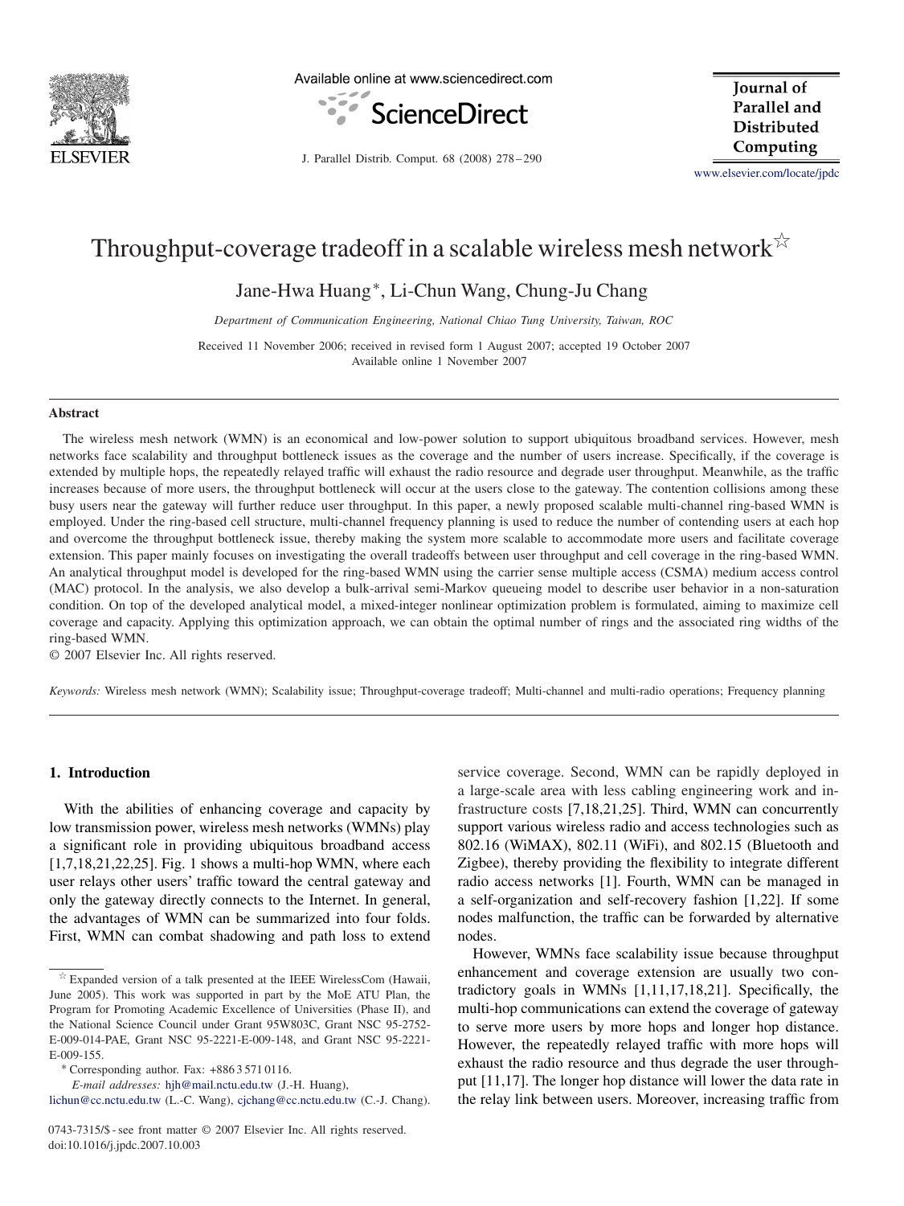# Throughput-coverage tradeoff in a scalable wireless mesh network ☆

Jane-Hwa Huang*, Li-Chun Wang, Chung-Ju Chang

*Department of Communication Engineering, National Chiao Tung University, Taiwan, ROC*

Received 11 November 2006; received in revised form 1 August 2007; accepted 19 October 2007
Available online 1 November 2007

## Abstract

The wireless mesh network (WMN) is an economical and low-power solution to support ubiquitous broadband services. However, mesh networks face scalability and throughput bottleneck issues as the coverage and the number of users increase. Specifically, if the coverage is extended by multiple hops, the repeatedly relayed traffic will exhaust the radio resource and degrade user throughput. Meanwhile, as the traffic increases because of more users, the throughput bottleneck will occur at the users close to the gateway. The contention collisions among these busy users near the gateway will further reduce user throughput. In this paper, a newly proposed scalable multi-channel ring-based WMN is employed. Under the ring-based cell structure, multi-channel frequency planning is used to reduce the number of contending users at each hop and overcome the throughput bottleneck issue, thereby making the system more scalable to accommodate more users and facilitate coverage extension. This paper mainly focuses on investigating the overall tradeoffs between user throughput and cell coverage in the ring-based WMN. An analytical throughput model is developed for the ring-based WMN using the carrier sense multiple access (CSMA) medium access control (MAC) protocol. In the analysis, we also develop a bulk-arrival semi-Markov queueing model to describe user behavior in a non-saturation condition. On top of the developed analytical model, a mixed-integer nonlinear optimization problem is formulated, aiming to maximize cell coverage and capacity. Applying this optimization approach, we can obtain the optimal number of rings and the associated ring widths of the ring-based WMN.

© 2007 Elsevier Inc. All rights reserved.

*Keywords:* Wireless mesh network (WMN); Scalability issue; Throughput-coverage tradeoff; Multi-channel and multi-radio operations; Frequency planning

## 1. Introduction

With the abilities of enhancing coverage and capacity by low transmission power, wireless mesh networks (WMNs) play a significant role in providing ubiquitous broadband access [1,7,18,21,22,25]. Fig. 1 shows a multi-hop WMN, where each user relays other users' traffic toward the central gateway and only the gateway directly connects to the Internet. In general, the advantages of WMN can be summarized into four folds. First, WMN can combat shadowing and path loss to extend service coverage. Second, WMN can be rapidly deployed in a large-scale area with less cabling engineering work and infrastructure costs [7,18,21,25]. Third, WMN can concurrently support various wireless radio and access technologies such as 802.16 (WiMAX), 802.11 (WiFi), and 802.15 (Bluetooth and Zigbee), thereby providing the flexibility to integrate different radio access networks [1]. Fourth, WMN can be managed in a self-organization and self-recovery fashion [1,22]. If some nodes malfunction, the traffic can be forwarded by alternative nodes.

However, WMNs face scalability issue because throughput enhancement and coverage extension are usually two contradictory goals in WMNs [1,11,17,18,21]. Specifically, the multi-hop communications can extend the coverage of gateway to serve more users by more hops and longer hop distance. However, the repeatedly relayed traffic with more hops will exhaust the radio resource and thus degrade the user throughput [11,17]. The longer hop distance will lower the data rate in the relay link between users. Moreover, increasing traffic from

☆ Expanded version of a talk presented at the IEEE WirelessCom (Hawaii, June 2005). This work was supported in part by the MoE ATU Plan, the Program for Promoting Academic Excellence of Universities (Phase II), and the National Science Council under Grant 95W803C, Grant NSC 95-2752-E-009-014-PAE, Grant NSC 95-2221-E-009-148, and Grant NSC 95-2221-E-009-155.

\* Corresponding author. Fax: +886 3 571 0116.

*E-mail addresses:* hjh@mail.nctu.edu.tw (J.-H. Huang), lichun@cc.nctu.edu.tw (L.-C. Wang), cjchang@cc.nctu.edu.tw (C.-J. Chang).

0743-7315/$ - see front matter © 2007 Elsevier Inc. All rights reserved.
doi:10.1016/j.jpdc.2007.10.003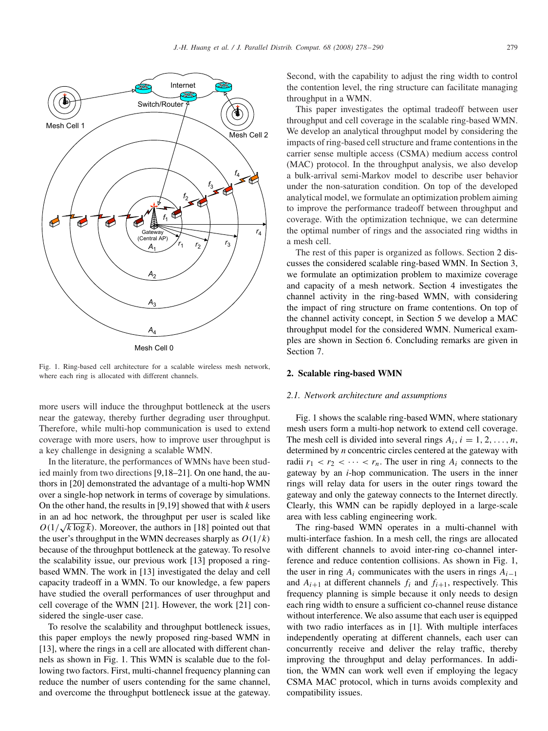Fig. 1. Ring-based cell architecture for a scalable wireless mesh network, where each ring is allocated with different channels.

more users will induce the throughput bottleneck at the users near the gateway, thereby further degrading user throughput. Therefore, while multi-hop communication is used to extend coverage with more users, how to improve user throughput is a key challenge in designing a scalable WMN.

In the literature, the performances of WMNs have been studied mainly from two directions [9,18–21]. On one hand, the authors in [20] demonstrated the advantage of a multi-hop WMN over a single-hop network in terms of coverage by simulations. On the other hand, the results in [9,19] showed that with $k$ users in an ad hoc network, the throughput per user is scaled like $O(1/\sqrt{k \log k})$. Moreover, the authors in [18] pointed out that the user's throughput in the WMN decreases sharply as $O(1/k)$ because of the throughput bottleneck at the gateway. To resolve the scalability issue, our previous work [13] proposed a ring-based WMN. The work in [13] investigated the delay and cell capacity tradeoff in a WMN. To our knowledge, a few papers have studied the overall performances of user throughput and cell coverage of the WMN [21]. However, the work [21] considered the single-user case.

To resolve the scalability and throughput bottleneck issues, this paper employs the newly proposed ring-based WMN in [13], where the rings in a cell are allocated with different channels as shown in Fig. 1. This WMN is scalable due to the following two factors. First, multi-channel frequency planning can reduce the number of users contending for the same channel, and overcome the throughput bottleneck issue at the gateway. Second, with the capability to adjust the ring width to control the contention level, the ring structure can facilitate managing throughput in a WMN.

This paper investigates the optimal tradeoff between user throughput and cell coverage in the scalable ring-based WMN. We develop an analytical throughput model by considering the impacts of ring-based cell structure and frame contentions in the carrier sense multiple access (CSMA) medium access control (MAC) protocol. In the throughput analysis, we also develop a bulk-arrival semi-Markov model to describe user behavior under the non-saturation condition. On top of the developed analytical model, we formulate an optimization problem aiming to improve the performance tradeoff between throughput and coverage. With the optimization technique, we can determine the optimal number of rings and the associated ring widths in a mesh cell.

The rest of this paper is organized as follows. Section 2 discusses the considered scalable ring-based WMN. In Section 3, we formulate an optimization problem to maximize coverage and capacity of a mesh network. Section 4 investigates the channel activity in the ring-based WMN, with considering the impact of ring structure on frame contentions. On top of the channel activity concept, in Section 5 we develop a MAC throughput model for the considered WMN. Numerical examples are shown in Section 6. Concluding remarks are given in Section 7.

## 2. Scalable ring-based WMN

### 2.1. Network architecture and assumptions

Fig. 1 shows the scalable ring-based WMN, where stationary mesh users form a multi-hop network to extend cell coverage. The mesh cell is divided into several rings $A_i$, $i = 1, 2, \ldots, n$, determined by $n$ concentric circles centered at the gateway with radii $r_1 < r_2 < \cdots < r_n$. The user in ring $A_i$ connects to the gateway by an $i$-hop communication. The users in the inner rings will relay data for users in the outer rings toward the gateway and only the gateway connects to the Internet directly. Clearly, this WMN can be rapidly deployed in a large-scale area with less cabling engineering work.

The ring-based WMN operates in a multi-channel with multi-interface fashion. In a mesh cell, the rings are allocated with different channels to avoid inter-ring co-channel interference and reduce contention collisions. As shown in Fig. 1, the user in ring $A_i$ communicates with the users in rings $A_{i-1}$ and $A_{i+1}$ at different channels $f_i$ and $f_{i+1}$, respectively. This frequency planning is simple because it only needs to design each ring width to ensure a sufficient co-channel reuse distance without interference. We also assume that each user is equipped with two radio interfaces as in [1]. With multiple interfaces independently operating at different channels, each user can concurrently receive and deliver the relay traffic, thereby improving the throughput and delay performances. In addition, the WMN can work well even if employing the legacy CSMA MAC protocol, which in turns avoids complexity and compatibility issues.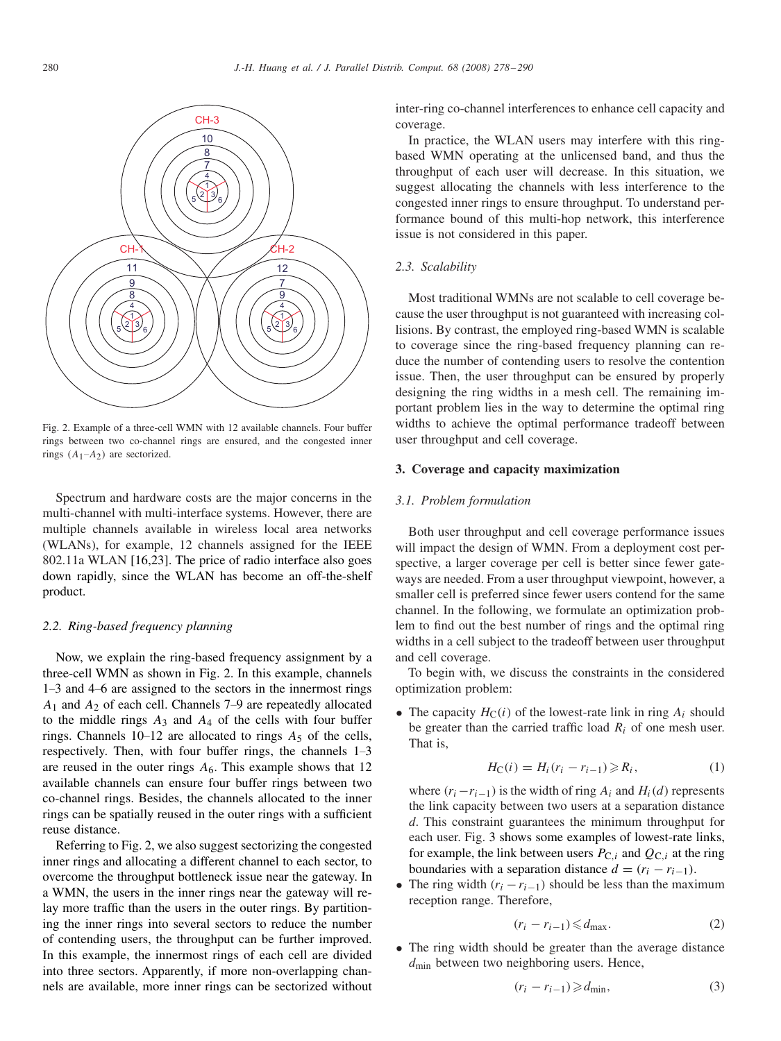CH-3
10
8
7
4
1
2 3
5 6

CH-1
11
9
8
4
1
2 3
5 6

CH-2
12
7
9
4
1
2 3
5 6

Fig. 2. Example of a three-cell WMN with 12 available channels. Four buffer rings between two co-channel rings are ensured, and the congested inner rings ($A_1$–$A_2$) are sectorized.

Spectrum and hardware costs are the major concerns in the multi-channel with multi-interface systems. However, there are multiple channels available in wireless local area networks (WLANs), for example, 12 channels assigned for the IEEE 802.11a WLAN [16,23]. The price of radio interface also goes down rapidly, since the WLAN has become an off-the-shelf product.

### 2.2. Ring-based frequency planning

Now, we explain the ring-based frequency assignment by a three-cell WMN as shown in Fig. 2. In this example, channels 1–3 and 4–6 are assigned to the sectors in the innermost rings $A_1$ and $A_2$ of each cell. Channels 7–9 are repeatedly allocated to the middle rings $A_3$ and $A_4$ of the cells with four buffer rings. Channels 10–12 are allocated to rings $A_5$ of the cells, respectively. Then, with four buffer rings, the channels 1–3 are reused in the outer rings $A_6$. This example shows that 12 available channels can ensure four buffer rings between two co-channel rings. Besides, the channels allocated to the inner rings can be spatially reused in the outer rings with a sufficient reuse distance.

Referring to Fig. 2, we also suggest sectorizing the congested inner rings and allocating a different channel to each sector, to overcome the throughput bottleneck issue near the gateway. In a WMN, the users in the inner rings near the gateway will relay more traffic than the users in the outer rings. By partitioning the inner rings into several sectors to reduce the number of contending users, the throughput can be further improved. In this example, the innermost rings of each cell are divided into three sectors. Apparently, if more non-overlapping channels are available, more inner rings can be sectorized without inter-ring co-channel interferences to enhance cell capacity and coverage.

In practice, the WLAN users may interfere with this ring-based WMN operating at the unlicensed band, and thus the throughput of each user will decrease. In this situation, we suggest allocating the channels with less interference to the congested inner rings to ensure throughput. To understand performance bound of this multi-hop network, this interference issue is not considered in this paper.

### 2.3. Scalability

Most traditional WMNs are not scalable to cell coverage because the user throughput is not guaranteed with increasing collisions. By contrast, the employed ring-based WMN is scalable to coverage since the ring-based frequency planning can reduce the number of contending users to resolve the contention issue. Then, the user throughput can be ensured by properly designing the ring widths in a mesh cell. The remaining important problem lies in the way to determine the optimal ring widths to achieve the optimal performance tradeoff between user throughput and cell coverage.

## 3. Coverage and capacity maximization

### 3.1. Problem formulation

Both user throughput and cell coverage performance issues will impact the design of WMN. From a deployment cost perspective, a larger coverage per cell is better since fewer gateways are needed. From a user throughput viewpoint, however, a smaller cell is preferred since fewer users contend for the same channel. In the following, we formulate an optimization problem to find out the best number of rings and the optimal ring widths in a cell subject to the tradeoff between user throughput and cell coverage.

To begin with, we discuss the constraints in the considered optimization problem:

- The capacity $H_C(i)$ of the lowest-rate link in ring $A_i$ should be greater than the carried traffic load $R_i$ of one mesh user. That is,

$$H_C(i) = H_i(r_i - r_{i-1}) \geqslant R_i, \tag{1}$$

  where $(r_i - r_{i-1})$ is the width of ring $A_i$ and $H_i(d)$ represents the link capacity between two users at a separation distance $d$. This constraint guarantees the minimum throughput for each user. Fig. 3 shows some examples of lowest-rate links, for example, the link between users $P_{C,i}$ and $Q_{C,i}$ at the ring boundaries with a separation distance $d = (r_i - r_{i-1})$.

- The ring width $(r_i - r_{i-1})$ should be less than the maximum reception range. Therefore,

$$(r_i - r_{i-1}) \leqslant d_{\max}. \tag{2}$$

- The ring width should be greater than the average distance $d_{\min}$ between two neighboring users. Hence,

$$(r_i - r_{i-1}) \geqslant d_{\min}, \tag{3}$$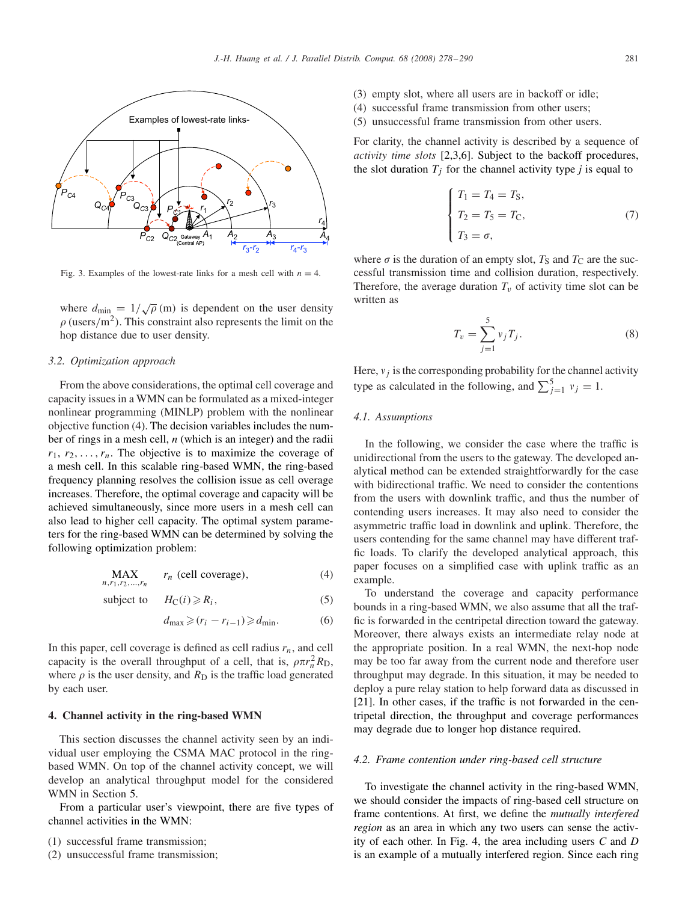Fig. 3. Examples of the lowest-rate links for a mesh cell with $n = 4$.

where $d_{\min} = 1/\sqrt{\rho}$ (m) is dependent on the user density $\rho$ (users/m$^2$). This constraint also represents the limit on the hop distance due to user density.

### 3.2. Optimization approach

From the above considerations, the optimal cell coverage and capacity issues in a WMN can be formulated as a mixed-integer nonlinear programming (MINLP) problem with the nonlinear objective function (4). The decision variables includes the number of rings in a mesh cell, $n$ (which is an integer) and the radii $r_1, r_2, \ldots, r_n$. The objective is to maximize the coverage of a mesh cell. In this scalable ring-based WMN, the ring-based frequency planning resolves the collision issue as cell overage increases. Therefore, the optimal coverage and capacity will be achieved simultaneously, since more users in a mesh cell can also lead to higher cell capacity. The optimal system parameters for the ring-based WMN can be determined by solving the following optimization problem:

$$\underset{n, r_1, r_2, \ldots, r_n}{\text{MAX}} \quad r_n \text{ (cell coverage)}, \tag{4}$$

$$\text{subject to} \quad H_{\mathrm{C}}(i) \geqslant R_i, \tag{5}$$

$$d_{\max} \geqslant (r_i - r_{i-1}) \geqslant d_{\min}. \tag{6}$$

In this paper, cell coverage is defined as cell radius $r_n$, and cell capacity is the overall throughput of a cell, that is, $\rho\pi r_n^2 R_{\mathrm{D}}$, where $\rho$ is the user density, and $R_{\mathrm{D}}$ is the traffic load generated by each user.

## 4. Channel activity in the ring-based WMN

This section discusses the channel activity seen by an individual user employing the CSMA MAC protocol in the ring-based WMN. On top of the channel activity concept, we will develop an analytical throughput model for the considered WMN in Section 5.

From a particular user's viewpoint, there are five types of channel activities in the WMN:

(1) successful frame transmission;
(2) unsuccessful frame transmission;
(3) empty slot, where all users are in backoff or idle;
(4) successful frame transmission from other users;
(5) unsuccessful frame transmission from other users.

For clarity, the channel activity is described by a sequence of *activity time slots* [2,3,6]. Subject to the backoff procedures, the slot duration $T_j$ for the channel activity type $j$ is equal to

$$\begin{cases} T_1 = T_4 = T_{\mathrm{S}}, \\ T_2 = T_5 = T_{\mathrm{C}}, \\ T_3 = \sigma, \end{cases} \tag{7}$$

where $\sigma$ is the duration of an empty slot, $T_{\mathrm{S}}$ and $T_{\mathrm{C}}$ are the successful transmission time and collision duration, respectively. Therefore, the average duration $T_v$ of activity time slot can be written as

$$T_v = \sum_{j=1}^{5} v_j T_j. \tag{8}$$

Here, $v_j$ is the corresponding probability for the channel activity type as calculated in the following, and $\sum_{j=1}^{5} v_j = 1$.

### 4.1. Assumptions

In the following, we consider the case where the traffic is unidirectional from the users to the gateway. The developed analytical method can be extended straightforwardly for the case with bidirectional traffic. We need to consider the contentions from the users with downlink traffic, and thus the number of contending users increases. It may also need to consider the asymmetric traffic load in downlink and uplink. Therefore, the users contending for the same channel may have different traffic loads. To clarify the developed analytical approach, this paper focuses on a simplified case with uplink traffic as an example.

To understand the coverage and capacity performance bounds in a ring-based WMN, we also assume that all the traffic is forwarded in the centripetal direction toward the gateway. Moreover, there always exists an intermediate relay node at the appropriate position. In a real WMN, the next-hop node may be too far away from the current node and therefore user throughput may degrade. In this situation, it may be needed to deploy a pure relay station to help forward data as discussed in [21]. In other cases, if the traffic is not forwarded in the centripetal direction, the throughput and coverage performances may degrade due to longer hop distance required.

### 4.2. Frame contention under ring-based cell structure

To investigate the channel activity in the ring-based WMN, we should consider the impacts of ring-based cell structure on frame contentions. At first, we define the *mutually interfered region* as an area in which any two users can sense the activity of each other. In Fig. 4, the area including users $C$ and $D$ is an example of a mutually interfered region. Since each ring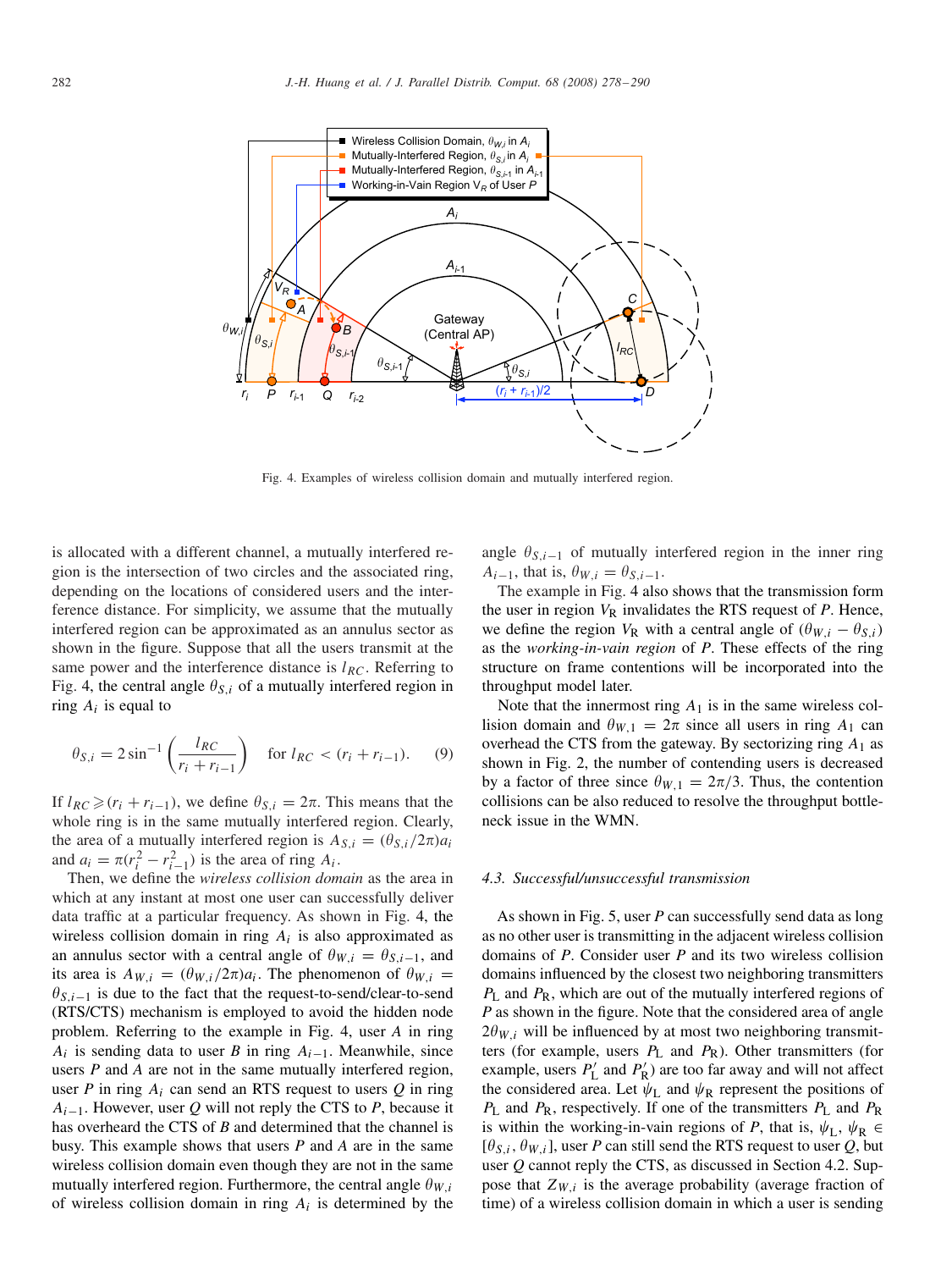Fig. 4. Examples of wireless collision domain and mutually interfered region.

is allocated with a different channel, a mutually interfered region is the intersection of two circles and the associated ring, depending on the locations of considered users and the interference distance. For simplicity, we assume that the mutually interfered region can be approximated as an annulus sector as shown in the figure. Suppose that all the users transmit at the same power and the interference distance is $l_{RC}$. Referring to Fig. 4, the central angle $\theta_{S,i}$ of a mutually interfered region in ring $A_i$ is equal to

$$\theta_{S,i} = 2\sin^{-1}\left(\frac{l_{RC}}{r_i + r_{i-1}}\right) \quad \text{for } l_{RC} < (r_i + r_{i-1}). \tag{9}$$

If $l_{RC} \geqslant (r_i + r_{i-1})$, we define $\theta_{S,i} = 2\pi$. This means that the whole ring is in the same mutually interfered region. Clearly, the area of a mutually interfered region is $A_{S,i} = (\theta_{S,i}/2\pi)a_i$ and $a_i = \pi(r_i^2 - r_{i-1}^2)$ is the area of ring $A_i$.

Then, we define the *wireless collision domain* as the area in which at any instant at most one user can successfully deliver data traffic at a particular frequency. As shown in Fig. 4, the wireless collision domain in ring $A_i$ is also approximated as an annulus sector with a central angle of $\theta_{W,i} = \theta_{S,i-1}$, and its area is $A_{W,i} = (\theta_{W,i}/2\pi)a_i$. The phenomenon of $\theta_{W,i} = \theta_{S,i-1}$ is due to the fact that the request-to-send/clear-to-send (RTS/CTS) mechanism is employed to avoid the hidden node problem. Referring to the example in Fig. 4, user $A$ in ring $A_i$ is sending data to user $B$ in ring $A_{i-1}$. Meanwhile, since users $P$ and $A$ are not in the same mutually interfered region, user $P$ in ring $A_i$ can send an RTS request to users $Q$ in ring $A_{i-1}$. However, user $Q$ will not reply the CTS to $P$, because it has overheard the CTS of $B$ and determined that the channel is busy. This example shows that users $P$ and $A$ are in the same wireless collision domain even though they are not in the same mutually interfered region. Furthermore, the central angle $\theta_{W,i}$ of wireless collision domain in ring $A_i$ is determined by the angle $\theta_{S,i-1}$ of mutually interfered region in the inner ring $A_{i-1}$, that is, $\theta_{W,i} = \theta_{S,i-1}$.

The example in Fig. 4 also shows that the transmission form the user in region $V_R$ invalidates the RTS request of $P$. Hence, we define the region $V_R$ with a central angle of $(\theta_{W,i} - \theta_{S,i})$ as the *working-in-vain region* of $P$. These effects of the ring structure on frame contentions will be incorporated into the throughput model later.

Note that the innermost ring $A_1$ is in the same wireless collision domain and $\theta_{W,1} = 2\pi$ since all users in ring $A_1$ can overhead the CTS from the gateway. By sectorizing ring $A_1$ as shown in Fig. 2, the number of contending users is decreased by a factor of three since $\theta_{W,1} = 2\pi/3$. Thus, the contention collisions can be also reduced to resolve the throughput bottleneck issue in the WMN.

### 4.3. Successful/unsuccessful transmission

As shown in Fig. 5, user $P$ can successfully send data as long as no other user is transmitting in the adjacent wireless collision domains of $P$. Consider user $P$ and its two wireless collision domains influenced by the closest two neighboring transmitters $P_L$ and $P_R$, which are out of the mutually interfered regions of $P$ as shown in the figure. Note that the considered area of angle $2\theta_{W,i}$ will be influenced by at most two neighboring transmitters (for example, users $P_L$ and $P_R$). Other transmitters (for example, users $P'_L$ and $P'_R$) are too far away and will not affect the considered area. Let $\psi_L$ and $\psi_R$ represent the positions of $P_L$ and $P_R$, respectively. If one of the transmitters $P_L$ and $P_R$ is within the working-in-vain regions of $P$, that is, $\psi_L, \psi_R \in [\theta_{S,i}, \theta_{W,i}]$, user $P$ can still send the RTS request to user $Q$, but user $Q$ cannot reply the CTS, as discussed in Section 4.2. Suppose that $Z_{W,i}$ is the average probability (average fraction of time) of a wireless collision domain in which a user is sending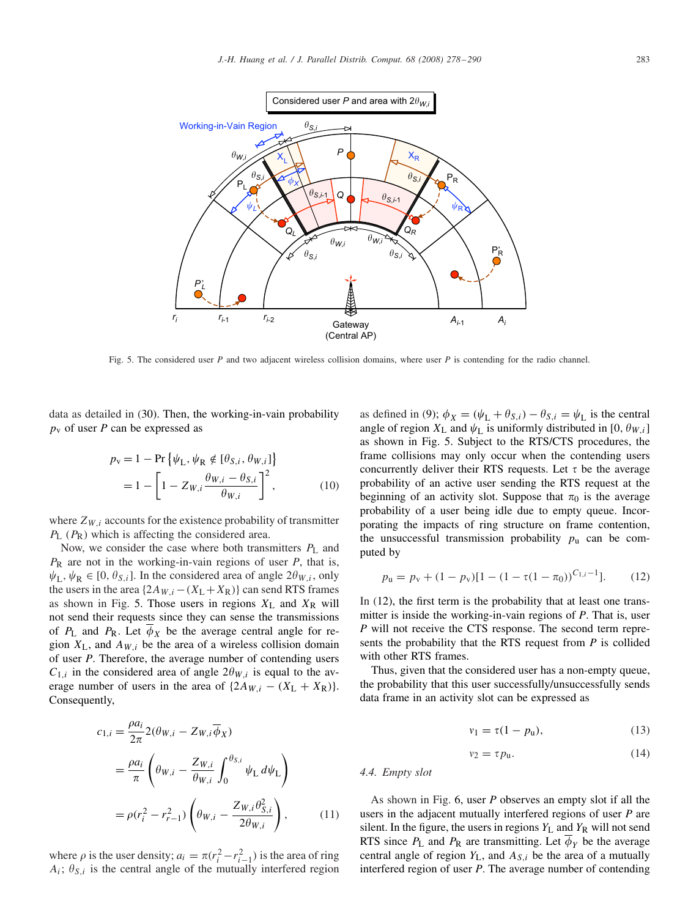Fig. 5. The considered user $P$ and two adjacent wireless collision domains, where user $P$ is contending for the radio channel.

data as detailed in (30). Then, the working-in-vain probability $p_{\mathrm{v}}$ of user $P$ can be expressed as

$$p_{\mathrm{v}} = 1 - \Pr\left\{\psi_{\mathrm{L}}, \psi_{\mathrm{R}} \notin [\theta_{S,i}, \theta_{W,i}]\right\} = 1 - \left[1 - Z_{W,i}\frac{\theta_{W,i} - \theta_{S,i}}{\theta_{W,i}}\right]^2, \tag{10}$$

where $Z_{W,i}$ accounts for the existence probability of transmitter $P_{\mathrm{L}}$ ($P_{\mathrm{R}}$) which is affecting the considered area.

Now, we consider the case where both transmitters $P_{\mathrm{L}}$ and $P_{\mathrm{R}}$ are not in the working-in-vain regions of user $P$, that is, $\psi_{\mathrm{L}}, \psi_{\mathrm{R}} \in [0, \theta_{S,i}]$. In the considered area of angle $2\theta_{W,i}$, only the users in the area $\{2A_{W,i} - (X_{\mathrm{L}} + X_{\mathrm{R}})\}$ can send RTS frames as shown in Fig. 5. Those users in regions $X_{\mathrm{L}}$ and $X_{\mathrm{R}}$ will not send their requests since they can sense the transmissions of $P_{\mathrm{L}}$ and $P_{\mathrm{R}}$. Let $\overline{\phi}_X$ be the average central angle for region $X_{\mathrm{L}}$, and $A_{W,i}$ be the area of a wireless collision domain of user $P$. Therefore, the average number of contending users $C_{1,i}$ in the considered area of angle $2\theta_{W,i}$ is equal to the average number of users in the area of $\{2A_{W,i} - (X_{\mathrm{L}} + X_{\mathrm{R}})\}$. Consequently,

$$\begin{aligned} c_{1,i} &= \frac{\rho a_i}{2\pi} 2(\theta_{W,i} - Z_{W,i}\overline{\phi}_X) \\ &= \frac{\rho a_i}{\pi}\left(\theta_{W,i} - \frac{Z_{W,i}}{\theta_{W,i}}\int_0^{\theta_{S,i}} \psi_{\mathrm{L}}\, d\psi_{\mathrm{L}}\right) \\ &= \rho(r_i^2 - r_{r-1}^2)\left(\theta_{W,i} - \frac{Z_{W,i}\theta_{S,i}^2}{2\theta_{W,i}}\right), \end{aligned} \tag{11}$$

where $\rho$ is the user density; $a_i = \pi(r_i^2 - r_{i-1}^2)$ is the area of ring $A_i$; $\theta_{S,i}$ is the central angle of the mutually interfered region as defined in (9); $\phi_X = (\psi_{\mathrm{L}} + \theta_{S,i}) - \theta_{S,i} = \psi_{\mathrm{L}}$ is the central angle of region $X_{\mathrm{L}}$ and $\psi_{\mathrm{L}}$ is uniformly distributed in $[0, \theta_{W,i}]$ as shown in Fig. 5. Subject to the RTS/CTS procedures, the frame collisions may only occur when the contending users concurrently deliver their RTS requests. Let $\tau$ be the average probability of an active user sending the RTS request at the beginning of an activity slot. Suppose that $\pi_0$ is the average probability of a user being idle due to empty queue. Incorporating the impacts of ring structure on frame contention, the unsuccessful transmission probability $p_{\mathrm{u}}$ can be computed by

$$p_{\mathrm{u}} = p_{\mathrm{v}} + (1 - p_{\mathrm{v}})[1 - (1 - \tau(1 - \pi_0))^{C_{1,i}-1}]. \tag{12}$$

In (12), the first term is the probability that at least one transmitter is inside the working-in-vain regions of $P$. That is, user $P$ will not receive the CTS response. The second term represents the probability that the RTS request from $P$ is collided with other RTS frames.

Thus, given that the considered user has a non-empty queue, the probability that this user successfully/unsuccessfully sends data frame in an activity slot can be expressed as

$$v_1 = \tau(1 - p_{\mathrm{u}}), \tag{13}$$

$$v_2 = \tau p_{\mathrm{u}}. \tag{14}$$

### 4.4. Empty slot

As shown in Fig. 6, user $P$ observes an empty slot if all the users in the adjacent mutually interfered regions of user $P$ are silent. In the figure, the users in regions $Y_{\mathrm{L}}$ and $Y_{\mathrm{R}}$ will not send RTS since $P_{\mathrm{L}}$ and $P_{\mathrm{R}}$ are transmitting. Let $\overline{\phi}_Y$ be the average central angle of region $Y_{\mathrm{L}}$, and $A_{S,i}$ be the area of a mutually interfered region of user $P$. The average number of contending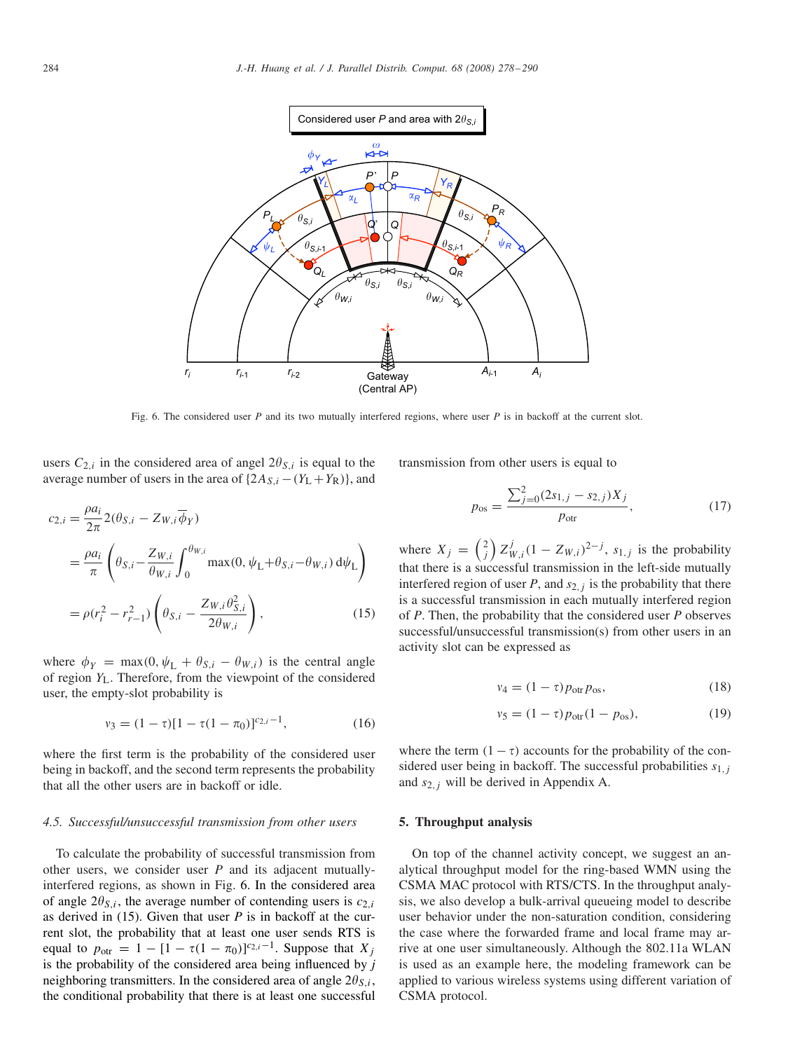Fig. 6. The considered user $P$ and its two mutually interfered regions, where user $P$ is in backoff at the current slot.

users $C_{2,i}$ in the considered area of angel $2\theta_{S,i}$ is equal to the average number of users in the area of $\{2A_{S,i} - (Y_L + Y_R)\}$, and

$$
\begin{aligned}
c_{2,i} &= \frac{\rho a_i}{2\pi} 2(\theta_{S,i} - Z_{W,i}\overline{\phi}_Y) \\
&= \frac{\rho a_i}{\pi}\left(\theta_{S,i} - \frac{Z_{W,i}}{\theta_{W,i}} \int_0^{\theta_{W,i}} \max(0, \psi_L + \theta_{S,i} - \theta_{W,i})\, d\psi_L\right) \\
&= \rho(r_i^2 - r_{r-1}^2)\left(\theta_{S,i} - \frac{Z_{W,i}\theta_{S,i}^2}{2\theta_{W,i}}\right),
\end{aligned} \tag{15}
$$

where $\phi_Y = \max(0, \psi_L + \theta_{S,i} - \theta_{W,i})$ is the central angle of region $Y_L$. Therefore, from the viewpoint of the considered user, the empty-slot probability is

$$
v_3 = (1-\tau)[1 - \tau(1-\pi_0)]^{c_{2,i}-1}, \tag{16}
$$

where the first term is the probability of the considered user being in backoff, and the second term represents the probability that all the other users are in backoff or idle.

### 4.5. Successful/unsuccessful transmission from other users

To calculate the probability of successful transmission from other users, we consider user $P$ and its adjacent mutually-interfered regions, as shown in Fig. 6. In the considered area of angle $2\theta_{S,i}$, the average number of contending users is $c_{2,i}$ as derived in (15). Given that user $P$ is in backoff at the current slot, the probability that at least one user sends RTS is equal to $p_{\mathrm{otr}} = 1 - [1 - \tau(1-\pi_0)]^{c_{2,i}-1}$. Suppose that $X_j$ is the probability of the considered area being influenced by $j$ neighboring transmitters. In the considered area of angle $2\theta_{S,i}$, the conditional probability that there is at least one successful transmission from other users is equal to

$$
p_{\mathrm{os}} = \frac{\sum_{j=0}^{2}(2s_{1,j} - s_{2,j})X_j}{p_{\mathrm{otr}}}, \tag{17}
$$

where $X_j = \binom{2}{j} Z_{W,i}^j (1 - Z_{W,i})^{2-j}$, $s_{1,j}$ is the probability that there is a successful transmission in the left-side mutually interfered region of user $P$, and $s_{2,j}$ is the probability that there is a successful transmission in each mutually interfered region of $P$. Then, the probability that the considered user $P$ observes successful/unsuccessful transmission(s) from other users in an activity slot can be expressed as

$$
v_4 = (1-\tau)p_{\mathrm{otr}}p_{\mathrm{os}}, \tag{18}
$$

$$
v_5 = (1-\tau)p_{\mathrm{otr}}(1 - p_{\mathrm{os}}), \tag{19}
$$

where the term $(1-\tau)$ accounts for the probability of the considered user being in backoff. The successful probabilities $s_{1,j}$ and $s_{2,j}$ will be derived in Appendix A.

## 5. Throughput analysis

On top of the channel activity concept, we suggest an analytical throughput model for the ring-based WMN using the CSMA MAC protocol with RTS/CTS. In the throughput analysis, we also develop a bulk-arrival queueing model to describe user behavior under the non-saturation condition, considering the case where the forwarded frame and local frame may arrive at one user simultaneously. Although the 802.11a WLAN is used as an example here, the modeling framework can be applied to various wireless systems using different variation of CSMA protocol.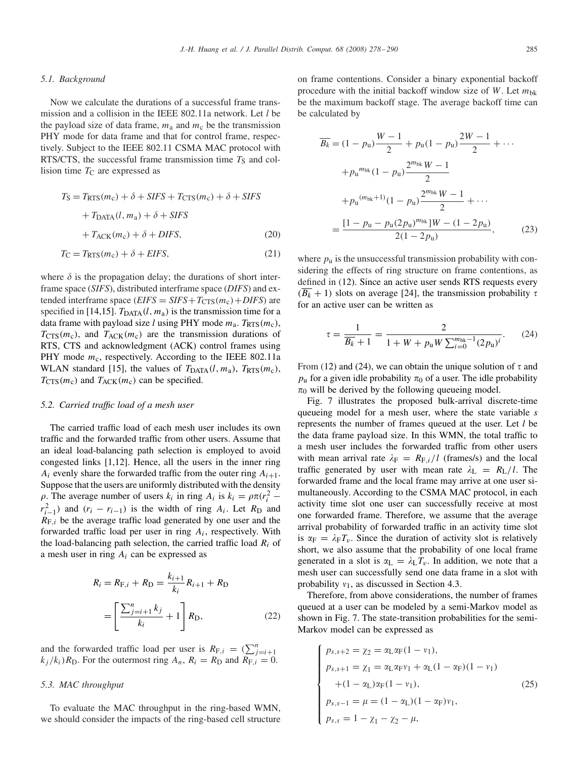### 5.1. Background

Now we calculate the durations of a successful frame transmission and a collision in the IEEE 802.11a network. Let $l$ be the payload size of data frame, $m_a$ and $m_c$ be the transmission PHY mode for data frame and that for control frame, respectively. Subject to the IEEE 802.11 CSMA MAC protocol with RTS/CTS, the successful frame transmission time $T_S$ and collision time $T_C$ are expressed as

$$
\begin{aligned}
T_S = {} & T_{RTS}(m_c) + \delta + SIFS + T_{CTS}(m_c) + \delta + SIFS \\
& + T_{DATA}(l, m_a) + \delta + SIFS \\
& + T_{ACK}(m_c) + \delta + DIFS, \qquad (20)
\end{aligned}
$$

$$
T_C = T_{RTS}(m_c) + \delta + EIFS, \qquad (21)
$$

where $\delta$ is the propagation delay; the durations of short interframe space (*SIFS*), distributed interframe space (*DIFS*) and extended interframe space ($EIFS = SIFS + T_{CTS}(m_c) + DIFS$) are specified in [14,15]. $T_{DATA}(l, m_a)$ is the transmission time for a data frame with payload size $l$ using PHY mode $m_a$. $T_{RTS}(m_c)$, $T_{CTS}(m_c)$, and $T_{ACK}(m_c)$ are the transmission durations of RTS, CTS and acknowledgment (ACK) control frames using PHY mode $m_c$, respectively. According to the IEEE 802.11a WLAN standard [15], the values of $T_{DATA}(l, m_a)$, $T_{RTS}(m_c)$, $T_{CTS}(m_c)$ and $T_{ACK}(m_c)$ can be specified.

### 5.2. Carried traffic load of a mesh user

The carried traffic load of each mesh user includes its own traffic and the forwarded traffic from other users. Assume that an ideal load-balancing path selection is employed to avoid congested links [1,12]. Hence, all the users in the inner ring $A_i$ evenly share the forwarded traffic from the outer ring $A_{i+1}$. Suppose that the users are uniformly distributed with the density $\rho$. The average number of users $k_i$ in ring $A_i$ is $k_i = \rho\pi(r_i^2 - r_{i-1}^2)$ and $(r_i - r_{i-1})$ is the width of ring $A_i$. Let $R_D$ and $R_{F,i}$ be the average traffic load generated by one user and the forwarded traffic load per user in ring $A_i$, respectively. With the load-balancing path selection, the carried traffic load $R_i$ of a mesh user in ring $A_i$ can be expressed as

$$
R_i = R_{F,i} + R_D = \frac{k_{i+1}}{k_i} R_{i+1} + R_D = \left[ \frac{\sum_{j=i+1}^{n} k_j}{k_i} + 1 \right] R_D, \qquad (22)
$$

and the forwarded traffic load per user is $R_{F,i} = (\sum_{j=i+1}^{n} k_j / k_i) R_D$. For the outermost ring $A_n$, $R_i = R_D$ and $R_{F,i} = 0$.

### 5.3. MAC throughput

To evaluate the MAC throughput in the ring-based WMN, we should consider the impacts of the ring-based cell structure on frame contentions. Consider a binary exponential backoff procedure with the initial backoff window size of $W$. Let $m_{bk}$ be the maximum backoff stage. The average backoff time can be calculated by

$$
\begin{aligned}
\overline{B_k} = {} & (1 - p_u)\frac{W-1}{2} + p_u(1 - p_u)\frac{2W-1}{2} + \cdots \\
& + {p_u}^{m_{bk}}(1 - p_u)\frac{2^{m_{bk}}W - 1}{2} \\
& + {p_u}^{(m_{bk}+1)}(1 - p_u)\frac{2^{m_{bk}}W - 1}{2} + \cdots \\
= {} & \frac{[1 - p_u - p_u(2p_u)^{m_{bk}}]W - (1 - 2p_u)}{2(1 - 2p_u)}, \qquad (23)
\end{aligned}
$$

where $p_u$ is the unsuccessful transmission probability with considering the effects of ring structure on frame contentions, as defined in (12). Since an active user sends RTS requests every $(\overline{B_k} + 1)$ slots on average [24], the transmission probability $\tau$ for an active user can be written as

$$
\tau = \frac{1}{\overline{B_k} + 1} = \frac{2}{1 + W + p_u W \sum_{i=0}^{m_{bk}-1} (2p_u)^i}. \qquad (24)
$$

From (12) and (24), we can obtain the unique solution of $\tau$ and $p_u$ for a given idle probability $\pi_0$ of a user. The idle probability $\pi_0$ will be derived by the following queueing model.

Fig. 7 illustrates the proposed bulk-arrival discrete-time queueing model for a mesh user, where the state variable $s$ represents the number of frames queued at the user. Let $l$ be the data frame payload size. In this WMN, the total traffic to a mesh user includes the forwarded traffic from other users with mean arrival rate $\lambda_F = R_{F,i}/l$ (frames/s) and the local traffic generated by user with mean rate $\lambda_L = R_L/l$. The forwarded frame and the local frame may arrive at one user simultaneously. According to the CSMA MAC protocol, in each activity time slot one user can successfully receive at most one forwarded frame. Therefore, we assume that the average arrival probability of forwarded traffic in an activity time slot is $\alpha_F = \lambda_F T_v$. Since the duration of activity slot is relatively short, we also assume that the probability of one local frame generated in a slot is $\alpha_L = \lambda_L T_v$. In addition, we note that a mesh user can successfully send one data frame in a slot with probability $v_1$, as discussed in Section 4.3.

Therefore, from above considerations, the number of frames queued at a user can be modeled by a semi-Markov model as shown in Fig. 7. The state-transition probabilities for the semi-Markov model can be expressed as

$$
\begin{cases}
p_{s,s+2} = \chi_2 = \alpha_L \alpha_F (1 - v_1), \\
p_{s,s+1} = \chi_1 = \alpha_L \alpha_F v_1 + \alpha_L (1 - \alpha_F)(1 - v_1) \\
\qquad + (1 - \alpha_L)\alpha_F (1 - v_1), \\
p_{s,s-1} = \mu = (1 - \alpha_L)(1 - \alpha_F) v_1, \\
p_{s,s} = 1 - \chi_1 - \chi_2 - \mu,
\end{cases} \qquad (25)
$$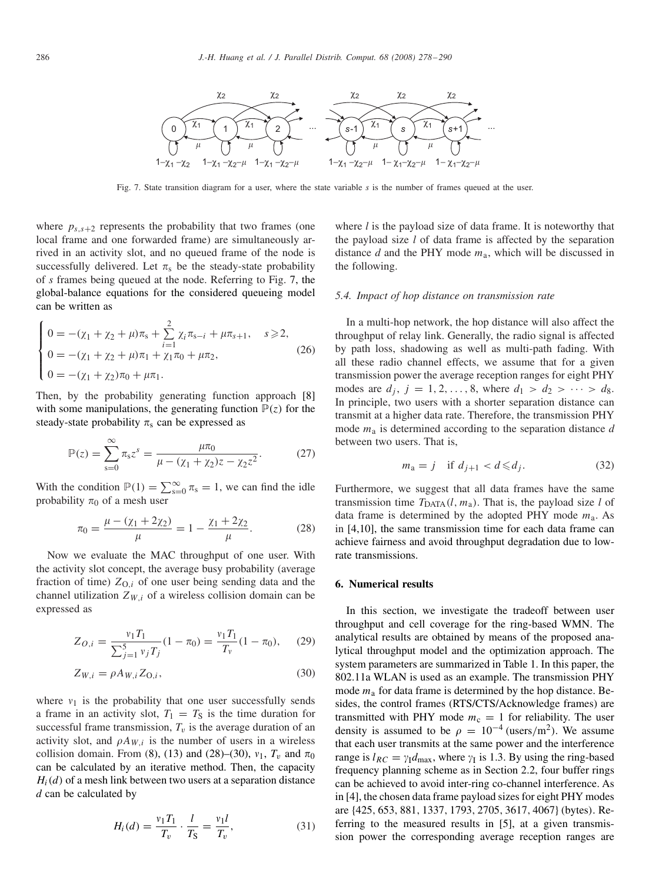Fig. 7. State transition diagram for a user, where the state variable $s$ is the number of frames queued at the user.

where $p_{s,s+2}$ represents the probability that two frames (one local frame and one forwarded frame) are simultaneously arrived in an activity slot, and no queued frame of the node is successfully delivered. Let $\pi_s$ be the steady-state probability of $s$ frames being queued at the node. Referring to Fig. 7, the global-balance equations for the considered queueing model can be written as

$$
\begin{cases}
0 = -(\chi_1 + \chi_2 + \mu)\pi_s + \sum_{i=1}^{2} \chi_i \pi_{s-i} + \mu \pi_{s+1}, \quad s \geqslant 2, \\
0 = -(\chi_1 + \chi_2 + \mu)\pi_1 + \chi_1 \pi_0 + \mu \pi_2, \\
0 = -(\chi_1 + \chi_2)\pi_0 + \mu \pi_1.
\end{cases} \tag{26}
$$

Then, by the probability generating function approach [8] with some manipulations, the generating function $\mathbb{P}(z)$ for the steady-state probability $\pi_s$ can be expressed as

$$
\mathbb{P}(z) = \sum_{s=0}^{\infty} \pi_s z^s = \frac{\mu \pi_0}{\mu - (\chi_1 + \chi_2)z - \chi_2 z^2}. \tag{27}
$$

With the condition $\mathbb{P}(1) = \sum_{s=0}^{\infty} \pi_s = 1$, we can find the idle probability $\pi_0$ of a mesh user

$$
\pi_0 = \frac{\mu - (\chi_1 + 2\chi_2)}{\mu} = 1 - \frac{\chi_1 + 2\chi_2}{\mu}. \tag{28}
$$

Now we evaluate the MAC throughput of one user. With the activity slot concept, the average busy probability (average fraction of time) $Z_{O,i}$ of one user being sending data and the channel utilization $Z_{W,i}$ of a wireless collision domain can be expressed as

$$
Z_{O,i} = \frac{v_1 T_1}{\sum_{j=1}^{5} v_j T_j}(1 - \pi_0) = \frac{v_1 T_1}{T_v}(1 - \pi_0), \tag{29}
$$

$$
Z_{W,i} = \rho A_{W,i} Z_{O,i}, \tag{30}
$$

where $v_1$ is the probability that one user successfully sends a frame in an activity slot, $T_1 = T_S$ is the time duration for successful frame transmission, $T_v$ is the average duration of an activity slot, and $\rho A_{W,i}$ is the number of users in a wireless collision domain. From (8), (13) and (28)–(30), $v_1$, $T_v$ and $\pi_0$ can be calculated by an iterative method. Then, the capacity $H_i(d)$ of a mesh link between two users at a separation distance $d$ can be calculated by

$$
H_i(d) = \frac{v_1 T_1}{T_v} \cdot \frac{l}{T_S} = \frac{v_1 l}{T_v}, \tag{31}
$$

where $l$ is the payload size of data frame. It is noteworthy that the payload size $l$ of data frame is affected by the separation distance $d$ and the PHY mode $m_a$, which will be discussed in the following.

### 5.4. Impact of hop distance on transmission rate

In a multi-hop network, the hop distance will also affect the throughput of relay link. Generally, the radio signal is affected by path loss, shadowing as well as multi-path fading. With all these radio channel effects, we assume that for a given transmission power the average reception ranges for eight PHY modes are $d_j$, $j = 1, 2, \ldots, 8$, where $d_1 > d_2 > \cdots > d_8$. In principle, two users with a shorter separation distance can transmit at a higher data rate. Therefore, the transmission PHY mode $m_a$ is determined according to the separation distance $d$ between two users. That is,

$$
m_a = j \quad \text{if } d_{j+1} < d \leqslant d_j. \tag{32}
$$

Furthermore, we suggest that all data frames have the same transmission time $T_{\text{DATA}}(l, m_a)$. That is, the payload size $l$ of data frame is determined by the adopted PHY mode $m_a$. As in [4,10], the same transmission time for each data frame can achieve fairness and avoid throughput degradation due to low-rate transmissions.

## 6. Numerical results

In this section, we investigate the tradeoff between user throughput and cell coverage for the ring-based WMN. The analytical results are obtained by means of the proposed analytical throughput model and the optimization approach. The system parameters are summarized in Table 1. In this paper, the 802.11a WLAN is used as an example. The transmission PHY mode $m_a$ for data frame is determined by the hop distance. Besides, the control frames (RTS/CTS/Acknowledge frames) are transmitted with PHY mode $m_c = 1$ for reliability. The user density is assumed to be $\rho = 10^{-4}$ (users/m$^2$). We assume that each user transmits at the same power and the interference range is $l_{RC} = \gamma_I d_{\max}$, where $\gamma_I$ is 1.3. By using the ring-based frequency planning scheme as in Section 2.2, four buffer rings can be achieved to avoid inter-ring co-channel interference. As in [4], the chosen data frame payload sizes for eight PHY modes are {425, 653, 881, 1337, 1793, 2705, 3617, 4067} (bytes). Referring to the measured results in [5], at a given transmission power the corresponding average reception ranges are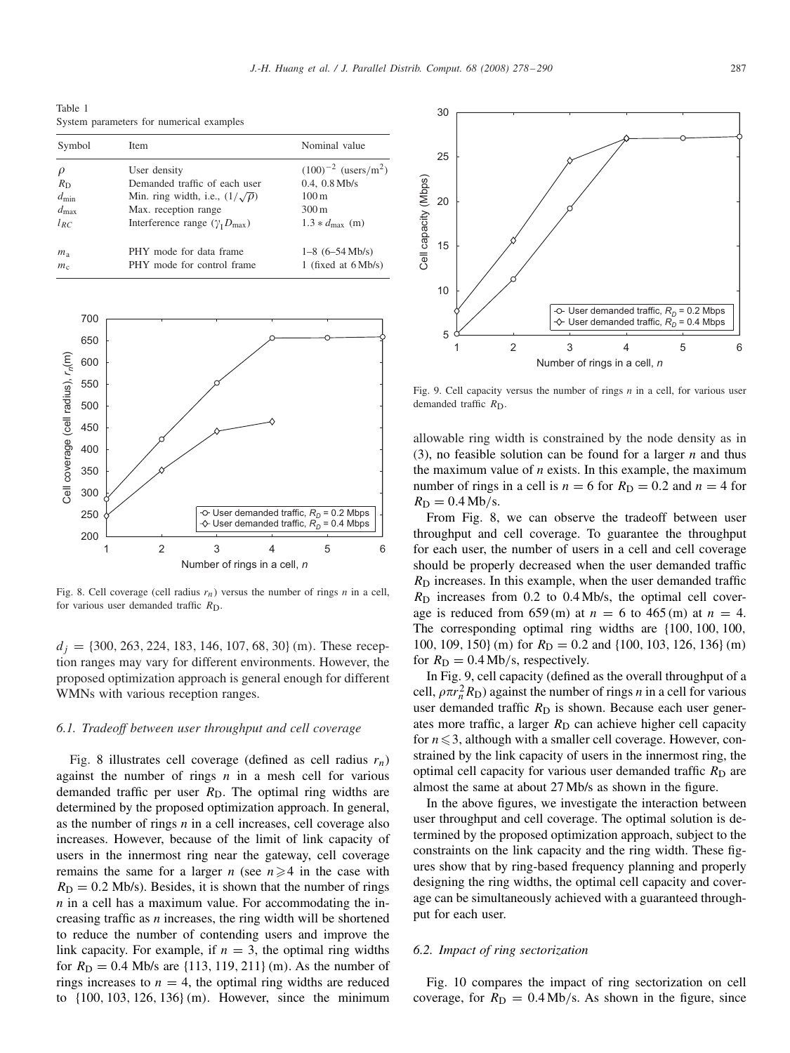Table 1
System parameters for numerical examples

| Symbol | Item | Nominal value |
|---|---|---|
| $\rho$ | User density | $(100)^{-2}$ (users/m$^2$) |
| $R_D$ | Demanded traffic of each user | 0.4, 0.8 Mb/s |
| $d_{min}$ | Min. ring width, i.e., $(1/\sqrt{\rho})$ | 100 m |
| $d_{max}$ | Max. reception range | 300 m |
| $l_{RC}$ | Interference range ($\gamma_1 D_{max}$) | $1.3 * d_{max}$ (m) |
| $m_a$ | PHY mode for data frame | 1–8 (6–54 Mb/s) |
| $m_c$ | PHY mode for control frame | 1 (fixed at 6 Mb/s) |

Fig. 8. Cell coverage (cell radius $r_n$) versus the number of rings $n$ in a cell, for various user demanded traffic $R_D$.

$d_j$ = {300, 263, 224, 183, 146, 107, 68, 30} (m). These reception ranges may vary for different environments. However, the proposed optimization approach is general enough for different WMNs with various reception ranges.

### 6.1. Tradeoff between user throughput and cell coverage

Fig. 8 illustrates cell coverage (defined as cell radius $r_n$) against the number of rings $n$ in a mesh cell for various demanded traffic per user $R_D$. The optimal ring widths are determined by the proposed optimization approach. In general, as the number of rings $n$ in a cell increases, cell coverage also increases. However, because of the limit of link capacity of users in the innermost ring near the gateway, cell coverage remains the same for a larger $n$ (see $n \geqslant 4$ in the case with $R_D = 0.2$ Mb/s). Besides, it is shown that the number of rings $n$ in a cell has a maximum value. For accommodating the increasing traffic as $n$ increases, the ring width will be shortened to reduce the number of contending users and improve the link capacity. For example, if $n = 3$, the optimal ring widths for $R_D = 0.4$ Mb/s are {113, 119, 211} (m). As the number of rings increases to $n = 4$, the optimal ring widths are reduced to {100, 103, 126, 136} (m). However, since the minimum allowable ring width is constrained by the node density as in (3), no feasible solution can be found for a larger $n$ and thus the maximum value of $n$ exists. In this example, the maximum number of rings in a cell is $n = 6$ for $R_D = 0.2$ and $n = 4$ for $R_D = 0.4$ Mb/s.

Fig. 9. Cell capacity versus the number of rings $n$ in a cell, for various user demanded traffic $R_D$.

From Fig. 8, we can observe the tradeoff between user throughput and cell coverage. To guarantee the throughput for each user, the number of users in a cell and cell coverage should be properly decreased when the user demanded traffic $R_D$ increases. In this example, when the user demanded traffic $R_D$ increases from 0.2 to 0.4 Mb/s, the optimal cell coverage is reduced from 659 (m) at $n = 6$ to 465 (m) at $n = 4$. The corresponding optimal ring widths are {100, 100, 100, 100, 109, 150} (m) for $R_D = 0.2$ and {100, 103, 126, 136} (m) for $R_D = 0.4$ Mb/s, respectively.

In Fig. 9, cell capacity (defined as the overall throughput of a cell, $\rho\pi r_n^2 R_D$) against the number of rings $n$ in a cell for various user demanded traffic $R_D$ is shown. Because each user generates more traffic, a larger $R_D$ can achieve higher cell capacity for $n \leqslant 3$, although with a smaller cell coverage. However, constrained by the link capacity of users in the innermost ring, the optimal cell capacity for various user demanded traffic $R_D$ are almost the same at about 27 Mb/s as shown in the figure.

In the above figures, we investigate the interaction between user throughput and cell coverage. The optimal solution is determined by the proposed optimization approach, subject to the constraints on the link capacity and the ring width. These figures show that by ring-based frequency planning and properly designing the ring widths, the optimal cell capacity and coverage can be simultaneously achieved with a guaranteed throughput for each user.

### 6.2. Impact of ring sectorization

Fig. 10 compares the impact of ring sectorization on cell coverage, for $R_D = 0.4$ Mb/s. As shown in the figure, since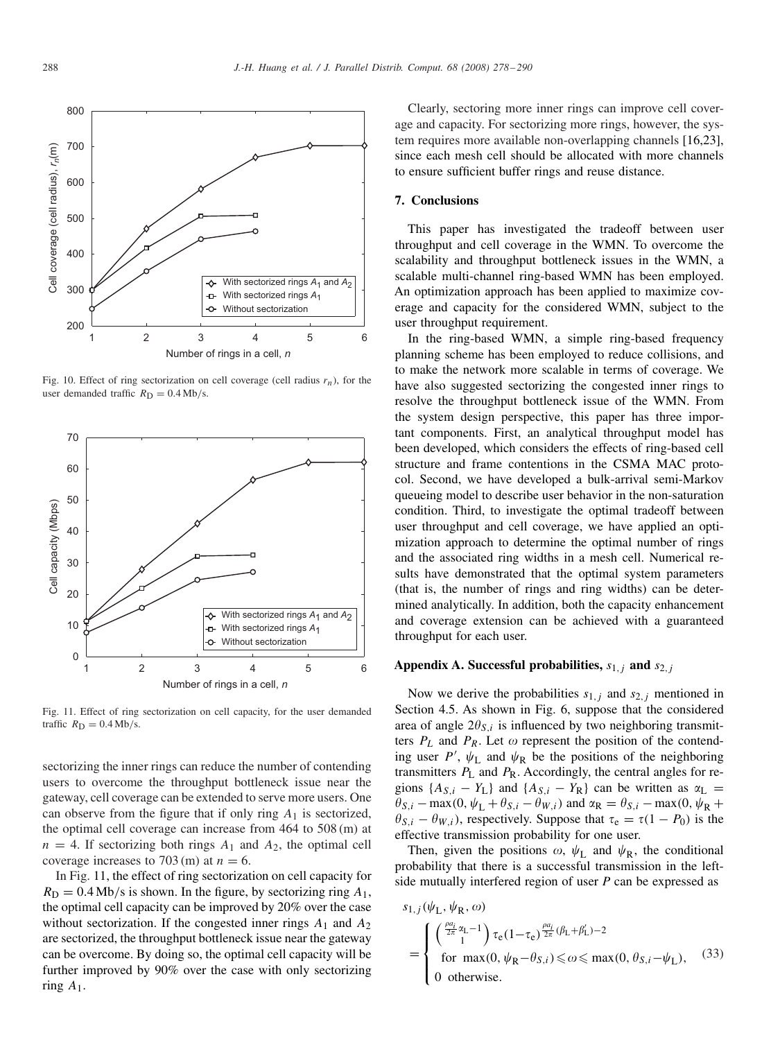Fig. 10. Effect of ring sectorization on cell coverage (cell radius $r_n$), for the user demanded traffic $R_D = 0.4$ Mb/s.

Fig. 11. Effect of ring sectorization on cell capacity, for the user demanded traffic $R_D = 0.4$ Mb/s.

sectorizing the inner rings can reduce the number of contending users to overcome the throughput bottleneck issue near the gateway, cell coverage can be extended to serve more users. One can observe from the figure that if only ring $A_1$ is sectorized, the optimal cell coverage can increase from 464 to 508 (m) at $n = 4$. If sectorizing both rings $A_1$ and $A_2$, the optimal cell coverage increases to 703 (m) at $n = 6$.

In Fig. 11, the effect of ring sectorization on cell capacity for $R_D = 0.4$ Mb/s is shown. In the figure, by sectorizing ring $A_1$, the optimal cell capacity can be improved by 20% over the case without sectorization. If the congested inner rings $A_1$ and $A_2$ are sectorized, the throughput bottleneck issue near the gateway can be overcome. By doing so, the optimal cell capacity will be further improved by 90% over the case with only sectorizing ring $A_1$.

Clearly, sectoring more inner rings can improve cell coverage and capacity. For sectorizing more rings, however, the system requires more available non-overlapping channels [16,23], since each mesh cell should be allocated with more channels to ensure sufficient buffer rings and reuse distance.

## 7. Conclusions

This paper has investigated the tradeoff between user throughput and cell coverage in the WMN. To overcome the scalability and throughput bottleneck issues in the WMN, a scalable multi-channel ring-based WMN has been employed. An optimization approach has been applied to maximize coverage and capacity for the considered WMN, subject to the user throughput requirement.

In the ring-based WMN, a simple ring-based frequency planning scheme has been employed to reduce collisions, and to make the network more scalable in terms of coverage. We have also suggested sectorizing the congested inner rings to resolve the throughput bottleneck issue of the WMN. From the system design perspective, this paper has three important components. First, an analytical throughput model has been developed, which considers the effects of ring-based cell structure and frame contentions in the CSMA MAC protocol. Second, we have developed a bulk-arrival semi-Markov queueing model to describe user behavior in the non-saturation condition. Third, to investigate the optimal tradeoff between user throughput and cell coverage, we have applied an optimization approach to determine the optimal number of rings and the associated ring widths in a mesh cell. Numerical results have demonstrated that the optimal system parameters (that is, the number of rings and ring widths) can be determined analytically. In addition, both the capacity enhancement and coverage extension can be achieved with a guaranteed throughput for each user.

## Appendix A. Successful probabilities, $s_{1,j}$ and $s_{2,j}$

Now we derive the probabilities $s_{1,j}$ and $s_{2,j}$ mentioned in Section 4.5. As shown in Fig. 6, suppose that the considered area of angle $2\theta_{S,i}$ is influenced by two neighboring transmitters $P_L$ and $P_R$. Let $\omega$ represent the position of the contending user $P'$, $\psi_L$ and $\psi_R$ be the positions of the neighboring transmitters $P_L$ and $P_R$. Accordingly, the central angles for regions $\{A_{S,i} - Y_L\}$ and $\{A_{S,i} - Y_R\}$ can be written as $\alpha_L = \theta_{S,i} - \max(0, \psi_L + \theta_{S,i} - \theta_{W,i})$ and $\alpha_R = \theta_{S,i} - \max(0, \psi_R + \theta_{S,i} - \theta_{W,i})$, respectively. Suppose that $\tau_e = \tau(1 - P_0)$ is the effective transmission probability for one user.

Then, given the positions $\omega$, $\psi_L$ and $\psi_R$, the conditional probability that there is a successful transmission in the left-side mutually interfered region of user $P$ can be expressed as

$$
s_{1,j}(\psi_L, \psi_R, \omega) = \begin{cases} \binom{\frac{\rho a_i}{2\pi}\alpha_L - 1}{1} \tau_e (1-\tau_e)^{\frac{\rho a_i}{2\pi}(\beta_L + \beta_L') - 2} \\ \quad \text{for } \max(0, \psi_R - \theta_{S,i}) \leqslant \omega \leqslant \max(0, \theta_{S,i} - \psi_L), \\ 0 \ \text{otherwise}. \end{cases} \tag{33}
$$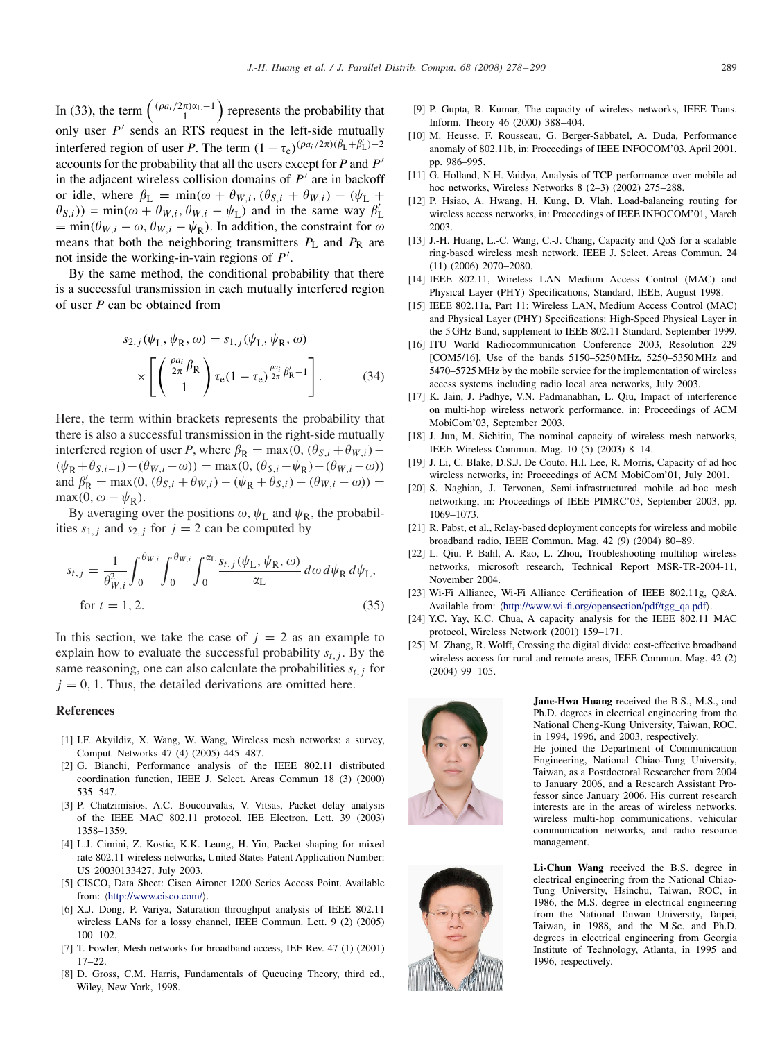In (33), the term $\binom{(\rho a_i/2\pi)\alpha_L - 1}{1}$ represents the probability that only user $P'$ sends an RTS request in the left-side mutually interfered region of user $P$. The term $(1-\tau_e)^{(\rho a_i/2\pi)(\beta_L+\beta_L')-2}$ accounts for the probability that all the users except for $P$ and $P'$ in the adjacent wireless collision domains of $P'$ are in backoff or idle, where $\beta_L = \min(\omega + \theta_{W,i}, (\theta_{S,i} + \theta_{W,i}) - (\psi_L + \theta_{S,i})) = \min(\omega + \theta_{W,i}, \theta_{W,i} - \psi_L)$ and in the same way $\beta_L' = \min(\theta_{W,i} - \omega, \theta_{W,i} - \psi_R)$. In addition, the constraint for $\omega$ means that both the neighboring transmitters $P_L$ and $P_R$ are not inside the working-in-vain regions of $P'$.

By the same method, the conditional probability that there is a successful transmission in each mutually interfered region of user $P$ can be obtained from

$$s_{2,j}(\psi_L, \psi_R, \omega) = s_{1,j}(\psi_L, \psi_R, \omega) \times \left[ \binom{\frac{\rho a_i}{2\pi}\beta_R}{1} \tau_e (1-\tau_e)^{\frac{\rho a_i}{2\pi}\beta_R' - 1} \right]. \tag{34}$$

Here, the term within brackets represents the probability that there is also a successful transmission in the right-side mutually interfered region of user $P$, where $\beta_R = \max(0, (\theta_{S,i} + \theta_{W,i}) - (\psi_R + \theta_{S,i-1}) - (\theta_{W,i} - \omega)) = \max(0, (\theta_{S,i} - \psi_R) - (\theta_{W,i} - \omega))$ and $\beta_R' = \max(0, (\theta_{S,i} + \theta_{W,i}) - (\psi_R + \theta_{S,i}) - (\theta_{W,i} - \omega)) = \max(0, \omega - \psi_R)$.

By averaging over the positions $\omega$, $\psi_L$ and $\psi_R$, the probabilities $s_{1,j}$ and $s_{2,j}$ for $j = 2$ can be computed by

$$s_{t,j} = \frac{1}{\theta_{W,i}^2} \int_0^{\theta_{W,i}} \int_0^{\theta_{W,i}} \int_0^{\alpha_L} \frac{s_{t,j}(\psi_L, \psi_R, \omega)}{\alpha_L} \, d\omega \, d\psi_R \, d\psi_L,$$
$$\text{for } t = 1, 2. \tag{35}$$

In this section, we take the case of $j = 2$ as an example to explain how to evaluate the successful probability $s_{t,j}$. By the same reasoning, one can also calculate the probabilities $s_{t,j}$ for $j = 0, 1$. Thus, the detailed derivations are omitted here.

## References

[1] I.F. Akyildiz, X. Wang, W. Wang, Wireless mesh networks: a survey, Comput. Networks 47 (4) (2005) 445–487.

[2] G. Bianchi, Performance analysis of the IEEE 802.11 distributed coordination function, IEEE J. Select. Areas Commun 18 (3) (2000) 535–547.

[3] P. Chatzimisios, A.C. Boucouvalas, V. Vitsas, Packet delay analysis of the IEEE MAC 802.11 protocol, IEE Electron. Lett. 39 (2003) 1358–1359.

[4] L.J. Cimini, Z. Kostic, K.K. Leung, H. Yin, Packet shaping for mixed rate 802.11 wireless networks, United States Patent Application Number: US 20030133427, July 2003.

[5] CISCO, Data Sheet: Cisco Aironet 1200 Series Access Point. Available from: ⟨http://www.cisco.com/⟩.

[6] X.J. Dong, P. Variya, Saturation throughput analysis of IEEE 802.11 wireless LANs for a lossy channel, IEEE Commun. Lett. 9 (2) (2005) 100–102.

[7] T. Fowler, Mesh networks for broadband access, IEE Rev. 47 (1) (2001) 17–22.

[8] D. Gross, C.M. Harris, Fundamentals of Queueing Theory, third ed., Wiley, New York, 1998.

[9] P. Gupta, R. Kumar, The capacity of wireless networks, IEEE Trans. Inform. Theory 46 (2000) 388–404.

[10] M. Heusse, F. Rousseau, G. Berger-Sabbatel, A. Duda, Performance anomaly of 802.11b, in: Proceedings of IEEE INFOCOM'03, April 2001, pp. 986–995.

[11] G. Holland, N.H. Vaidya, Analysis of TCP performance over mobile ad hoc networks, Wireless Networks 8 (2–3) (2002) 275–288.

[12] P. Hsiao, A. Hwang, H. Kung, D. Vlah, Load-balancing routing for wireless access networks, in: Proceedings of IEEE INFOCOM'01, March 2003.

[13] J.-H. Huang, L.-C. Wang, C.-J. Chang, Capacity and QoS for a scalable ring-based wireless mesh network, IEEE J. Select. Areas Commun. 24 (11) (2006) 2070–2080.

[14] IEEE 802.11, Wireless LAN Medium Access Control (MAC) and Physical Layer (PHY) Specifications, Standard, IEEE, August 1998.

[15] IEEE 802.11a, Part 11: Wireless LAN, Medium Access Control (MAC) and Physical Layer (PHY) Specifications: High-Speed Physical Layer in the 5 GHz Band, supplement to IEEE 802.11 Standard, September 1999.

[16] ITU World Radiocommunication Conference 2003, Resolution 229 [COM5/16], Use of the bands 5150–5250 MHz, 5250–5350 MHz and 5470–5725 MHz by the mobile service for the implementation of wireless access systems including radio local area networks, July 2003.

[17] K. Jain, J. Padhye, V.N. Padmanabhan, L. Qiu, Impact of interference on multi-hop wireless network performance, in: Proceedings of ACM MobiCom'03, September 2003.

[18] J. Jun, M. Sichitiu, The nominal capacity of wireless mesh networks, IEEE Wireless Commun. Mag. 10 (5) (2003) 8–14.

[19] J. Li, C. Blake, D.S.J. De Couto, H.I. Lee, R. Morris, Capacity of ad hoc wireless networks, in: Proceedings of ACM MobiCom'01, July 2001.

[20] S. Naghian, J. Tervonen, Semi-infrastructured mobile ad-hoc mesh networking, in: Proceedings of IEEE PIMRC'03, September 2003, pp. 1069–1073.

[21] R. Pabst, et al., Relay-based deployment concepts for wireless and mobile broadband radio, IEEE Commun. Mag. 42 (9) (2004) 80–89.

[22] L. Qiu, P. Bahl, A. Rao, L. Zhou, Troubleshooting multihop wireless networks, microsoft research, Technical Report MSR-TR-2004-11, November 2004.

[23] Wi-Fi Alliance, Wi-Fi Alliance Certification of IEEE 802.11g, Q&A. Available from: ⟨http://www.wi-fi.org/opensection/pdf/tgg_qa.pdf⟩.

[24] Y.C. Yay, K.C. Chua, A capacity analysis for the IEEE 802.11 MAC protocol, Wireless Network (2001) 159–171.

[25] M. Zhang, R. Wolff, Crossing the digital divide: cost-effective broadband wireless access for rural and remote areas, IEEE Commun. Mag. 42 (2) (2004) 99–105.

**Jane-Hwa Huang** received the B.S., M.S., and Ph.D. degrees in electrical engineering from the National Cheng-Kung University, Taiwan, ROC, in 1994, 1996, and 2003, respectively.
He joined the Department of Communication Engineering, National Chiao-Tung University, Taiwan, as a Postdoctoral Researcher from 2004 to January 2006, and a Research Assistant Professor since January 2006. His current research interests are in the areas of wireless networks, wireless multi-hop communications, vehicular communication networks, and radio resource management.

**Li-Chun Wang** received the B.S. degree in electrical engineering from the National Chiao-Tung University, Hsinchu, Taiwan, ROC, in 1986, the M.S. degree in electrical engineering from the National Taiwan University, Taipei, Taiwan, in 1988, and the M.Sc. and Ph.D. degrees in electrical engineering from Georgia Institute of Technology, Atlanta, in 1995 and 1996, respectively.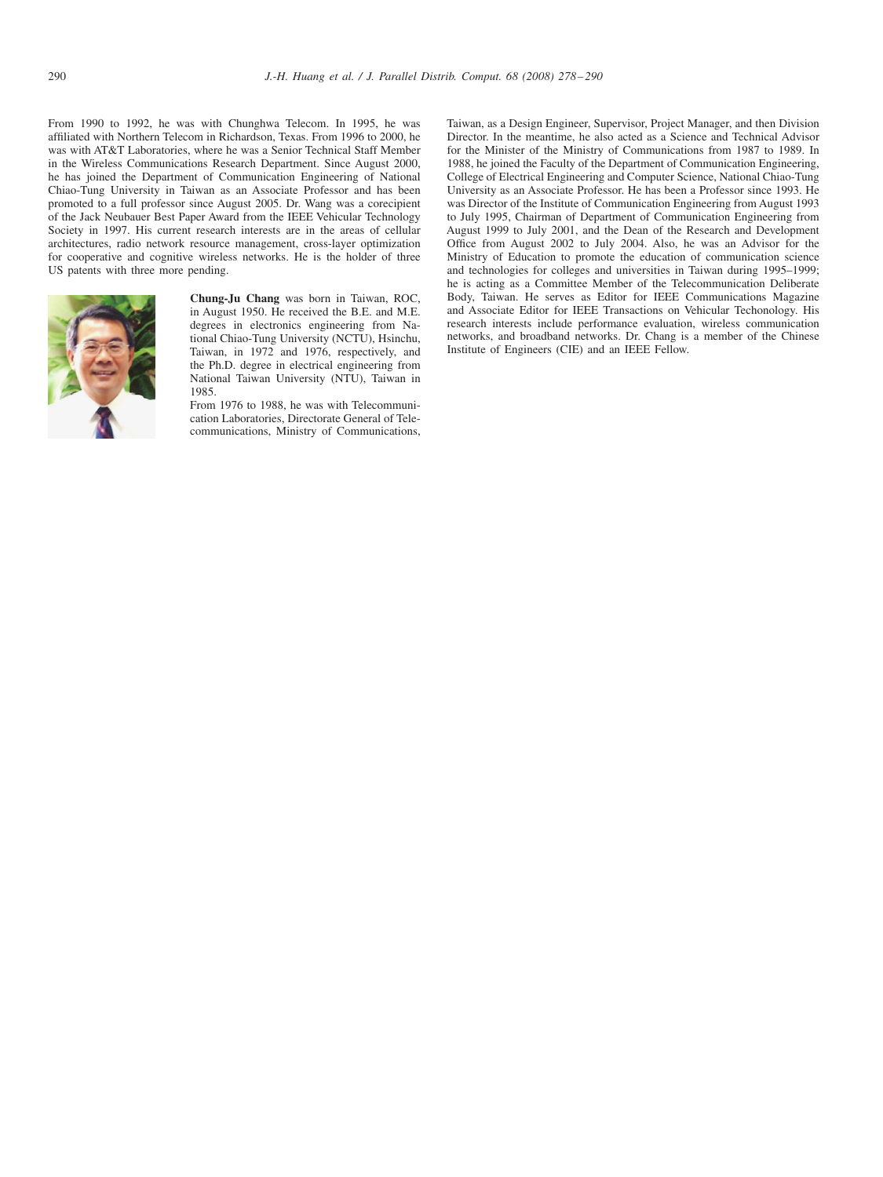From 1990 to 1992, he was with Chunghwa Telecom. In 1995, he was affiliated with Northern Telecom in Richardson, Texas. From 1996 to 2000, he was with AT&T Laboratories, where he was a Senior Technical Staff Member in the Wireless Communications Research Department. Since August 2000, he has joined the Department of Communication Engineering of National Chiao-Tung University in Taiwan as an Associate Professor and has been promoted to a full professor since August 2005. Dr. Wang was a corecipient of the Jack Neubauer Best Paper Award from the IEEE Vehicular Technology Society in 1997. His current research interests are in the areas of cellular architectures, radio network resource management, cross-layer optimization for cooperative and cognitive wireless networks. He is the holder of three US patents with three more pending.

**Chung-Ju Chang** was born in Taiwan, ROC, in August 1950. He received the B.E. and M.E. degrees in electronics engineering from National Chiao-Tung University (NCTU), Hsinchu, Taiwan, in 1972 and 1976, respectively, and the Ph.D. degree in electrical engineering from National Taiwan University (NTU), Taiwan in 1985.

From 1976 to 1988, he was with Telecommunication Laboratories, Directorate General of Telecommunications, Ministry of Communications, Taiwan, as a Design Engineer, Supervisor, Project Manager, and then Division Director. In the meantime, he also acted as a Science and Technical Advisor for the Minister of the Ministry of Communications from 1987 to 1989. In 1988, he joined the Faculty of the Department of Communication Engineering, College of Electrical Engineering and Computer Science, National Chiao-Tung University as an Associate Professor. He has been a Professor since 1993. He was Director of the Institute of Communication Engineering from August 1993 to July 1995, Chairman of Department of Communication Engineering from August 1999 to July 2001, and the Dean of the Research and Development Office from August 2002 to July 2004. Also, he was an Advisor for the Ministry of Education to promote the education of communication science and technologies for colleges and universities in Taiwan during 1995–1999; he is acting as a Committee Member of the Telecommunication Deliberate Body, Taiwan. He serves as Editor for IEEE Communications Magazine and Associate Editor for IEEE Transactions on Vehicular Techonology. His research interests include performance evaluation, wireless communication networks, and broadband networks. Dr. Chang is a member of the Chinese Institute of Engineers (CIE) and an IEEE Fellow.